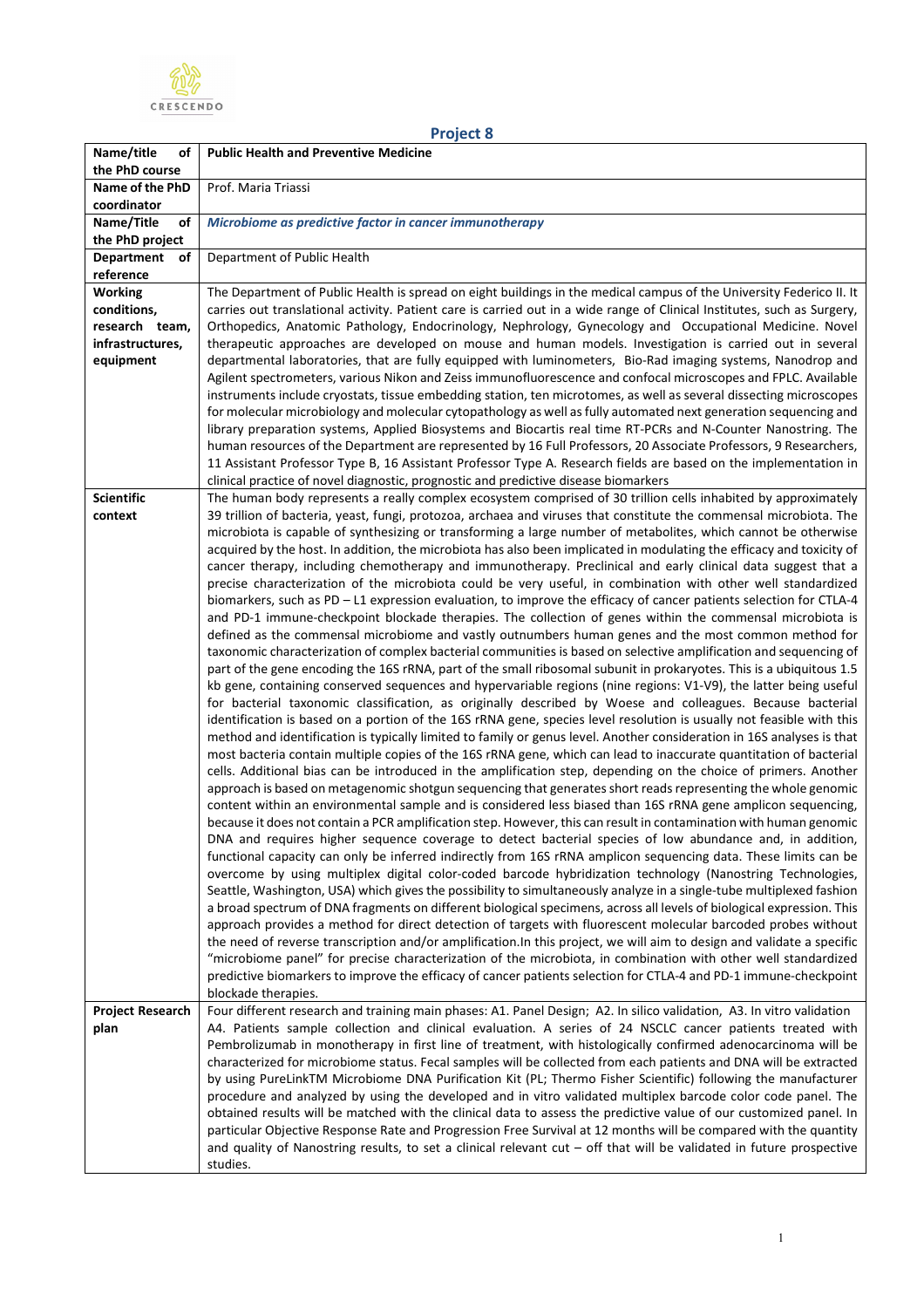## Project 8

| Name/title of the PhD course | **Public Health and Preventive Medicine** |
|---|---|
| Name of the PhD coordinator | Prof. Maria Triassi |
| Name/Title of the PhD project | ***Microbiome as predictive factor in cancer immunotherapy*** |
| Department of reference | Department of Public Health |
| Working conditions, research team, infrastructures, equipment | The Department of Public Health is spread on eight buildings in the medical campus of the University Federico II. It carries out translational activity. Patient care is carried out in a wide range of Clinical Institutes, such as Surgery, Orthopedics, Anatomic Pathology, Endocrinology, Nephrology, Gynecology and Occupational Medicine. Novel therapeutic approaches are developed on mouse and human models. Investigation is carried out in several departmental laboratories, that are fully equipped with luminometers, Bio-Rad imaging systems, Nanodrop and Agilent spectrometers, various Nikon and Zeiss immunofluorescence and confocal microscopes and FPLC. Available instruments include cryostats, tissue embedding station, ten microtomes, as well as several dissecting microscopes for molecular microbiology and molecular cytopathology as well as fully automated next generation sequencing and library preparation systems, Applied Biosystems and Biocartis real time RT-PCRs and N-Counter Nanostring. The human resources of the Department are represented by 16 Full Professors, 20 Associate Professors, 9 Researchers, 11 Assistant Professor Type B, 16 Assistant Professor Type A. Research fields are based on the implementation in clinical practice of novel diagnostic, prognostic and predictive disease biomarkers |
| Scientific context | The human body represents a really complex ecosystem comprised of 30 trillion cells inhabited by approximately 39 trillion of bacteria, yeast, fungi, protozoa, archaea and viruses that constitute the commensal microbiota. The microbiota is capable of synthesizing or transforming a large number of metabolites, which cannot be otherwise acquired by the host. In addition, the microbiota has also been implicated in modulating the efficacy and toxicity of cancer therapy, including chemotherapy and immunotherapy. Preclinical and early clinical data suggest that a precise characterization of the microbiota could be very useful, in combination with other well standardized biomarkers, such as PD – L1 expression evaluation, to improve the efficacy of cancer patients selection for CTLA-4 and PD-1 immune-checkpoint blockade therapies. The collection of genes within the commensal microbiota is defined as the commensal microbiome and vastly outnumbers human genes and the most common method for taxonomic characterization of complex bacterial communities is based on selective amplification and sequencing of part of the gene encoding the 16S rRNA, part of the small ribosomal subunit in prokaryotes. This is a ubiquitous 1.5 kb gene, containing conserved sequences and hypervariable regions (nine regions: V1-V9), the latter being useful for bacterial taxonomic classification, as originally described by Woese and colleagues. Because bacterial identification is based on a portion of the 16S rRNA gene, species level resolution is usually not feasible with this method and identification is typically limited to family or genus level. Another consideration in 16S analyses is that most bacteria contain multiple copies of the 16S rRNA gene, which can lead to inaccurate quantitation of bacterial cells. Additional bias can be introduced in the amplification step, depending on the choice of primers. Another approach is based on metagenomic shotgun sequencing that generates short reads representing the whole genomic content within an environmental sample and is considered less biased than 16S rRNA gene amplicon sequencing, because it does not contain a PCR amplification step. However, this can result in contamination with human genomic DNA and requires higher sequence coverage to detect bacterial species of low abundance and, in addition, functional capacity can only be inferred indirectly from 16S rRNA amplicon sequencing data. These limits can be overcome by using multiplex digital color-coded barcode hybridization technology (Nanostring Technologies, Seattle, Washington, USA) which gives the possibility to simultaneously analyze in a single-tube multiplexed fashion a broad spectrum of DNA fragments on different biological specimens, across all levels of biological expression. This approach provides a method for direct detection of targets with fluorescent molecular barcoded probes without the need of reverse transcription and/or amplification.In this project, we will aim to design and validate a specific "microbiome panel" for precise characterization of the microbiota, in combination with other well standardized predictive biomarkers to improve the efficacy of cancer patients selection for CTLA-4 and PD-1 immune-checkpoint blockade therapies. |
| Project Research plan | Four different research and training main phases: A1. Panel Design; A2. In silico validation, A3. In vitro validation A4. Patients sample collection and clinical evaluation. A series of 24 NSCLC cancer patients treated with Pembrolizumab in monotherapy in first line of treatment, with histologically confirmed adenocarcinoma will be characterized for microbiome status. Fecal samples will be collected from each patients and DNA will be extracted by using PureLinkTM Microbiome DNA Purification Kit (PL; Thermo Fisher Scientific) following the manufacturer procedure and analyzed by using the developed and in vitro validated multiplex barcode color code panel. The obtained results will be matched with the clinical data to assess the predictive value of our customized panel. In particular Objective Response Rate and Progression Free Survival at 12 months will be compared with the quantity and quality of Nanostring results, to set a clinical relevant cut – off that will be validated in future prospective studies. |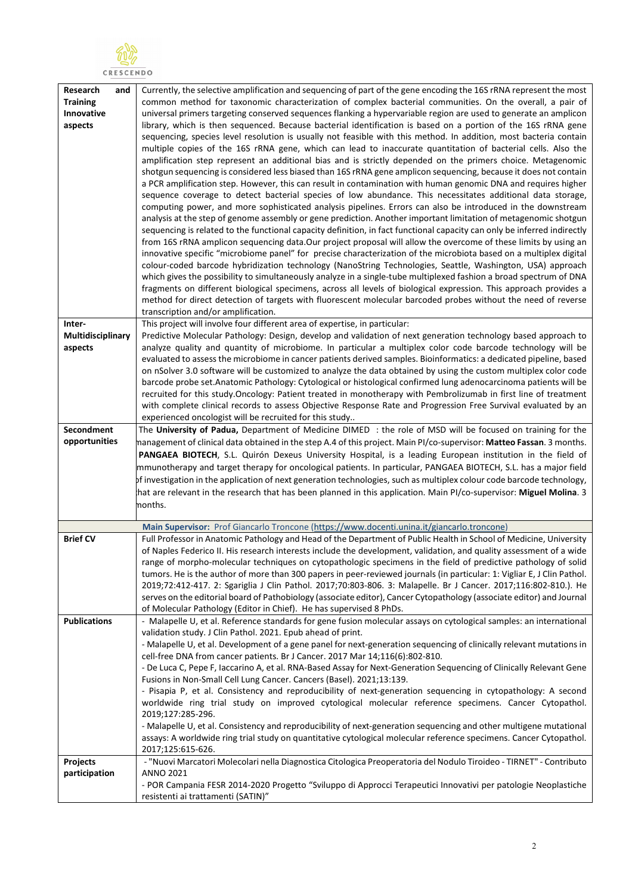| | |
|---|---|
| **Research and Training Innovative aspects** | Currently, the selective amplification and sequencing of part of the gene encoding the 16S rRNA represent the most common method for taxonomic characterization of complex bacterial communities. On the overall, a pair of universal primers targeting conserved sequences flanking a hypervariable region are used to generate an amplicon library, which is then sequenced. Because bacterial identification is based on a portion of the 16S rRNA gene sequencing, species level resolution is usually not feasible with this method. In addition, most bacteria contain multiple copies of the 16S rRNA gene, which can lead to inaccurate quantitation of bacterial cells. Also the amplification step represent an additional bias and is strictly depended on the primers choice. Metagenomic shotgun sequencing is considered less biased than 16S rRNA gene amplicon sequencing, because it does not contain a PCR amplification step. However, this can result in contamination with human genomic DNA and requires higher sequence coverage to detect bacterial species of low abundance. This necessitates additional data storage, computing power, and more sophisticated analysis pipelines. Errors can also be introduced in the downstream analysis at the step of genome assembly or gene prediction. Another important limitation of metagenomic shotgun sequencing is related to the functional capacity definition, in fact functional capacity can only be inferred indirectly from 16S rRNA amplicon sequencing data.Our project proposal will allow the overcome of these limits by using an innovative specific "microbiome panel" for precise characterization of the microbiota based on a multiplex digital colour-coded barcode hybridization technology (NanoString Technologies, Seattle, Washington, USA) approach which gives the possibility to simultaneously analyze in a single-tube multiplexed fashion a broad spectrum of DNA fragments on different biological specimens, across all levels of biological expression. This approach provides a method for direct detection of targets with fluorescent molecular barcoded probes without the need of reverse transcription and/or amplification. |
| **Inter-Multidisciplinary aspects** | This project will involve four different area of expertise, in particular:<br>Predictive Molecular Pathology: Design, develop and validation of next generation technology based approach to analyze quality and quantity of microbiome. In particular a multiplex color code barcode technology will be evaluated to assess the microbiome in cancer patients derived samples. Bioinformatics: a dedicated pipeline, based on nSolver 3.0 software will be customized to analyze the data obtained by using the custom multiplex color code barcode probe set.Anatomic Pathology: Cytological or histological confirmed lung adenocarcinoma patients will be recruited for this study.Oncology: Patient treated in monotherapy with Pembrolizumab in first line of treatment with complete clinical records to assess Objective Response Rate and Progression Free Survival evaluated by an experienced oncologist will be recruited for this study.. |
| **Secondment opportunities** | The **University of Padua,** Department of Medicine DIMED : the role of MSD will be focused on training for the management of clinical data obtained in the step A.4 of this project. Main PI/co-supervisor: **Matteo Fassan**. 3 months.<br>**PANGAEA BIOTECH**, S.L. Quirón Dexeus University Hospital, is a leading European institution in the field of immunotherapy and target therapy for oncological patients. In particular, PANGAEA BIOTECH, S.L. has a major field of investigation in the application of next generation technologies, such as multiplex colour code barcode technology, that are relevant in the research that has been planned in this application. Main PI/co-supervisor: **Miguel Molina**. 3 months. |
| | **Main Supervisor:** Prof Giancarlo Troncone (https://www.docenti.unina.it/giancarlo.troncone) |
| **Brief CV** | Full Professor in Anatomic Pathology and Head of the Department of Public Health in School of Medicine, University of Naples Federico II. His research interests include the development, validation, and quality assessment of a wide range of morpho-molecular techniques on cytopathologic specimens in the field of predictive pathology of solid tumors. He is the author of more than 300 papers in peer-reviewed journals (in particular: 1: Vigliar E, J Clin Pathol. 2019;72:412-417. 2: Sgariglia J Clin Pathol. 2017;70:803-806. 3: Malapelle. Br J Cancer. 2017;116:802-810.). He serves on the editorial board of Pathobiology (associate editor), Cancer Cytopathology (associate editor) and Journal of Molecular Pathology (Editor in Chief). He has supervised 8 PhDs. |
| **Publications** | - Malapelle U, et al. Reference standards for gene fusion molecular assays on cytological samples: an international validation study. J Clin Pathol. 2021. Epub ahead of print.<br>- Malapelle U, et al. Development of a gene panel for next-generation sequencing of clinically relevant mutations in cell-free DNA from cancer patients. Br J Cancer. 2017 Mar 14;116(6):802-810.<br>- De Luca C, Pepe F, Iaccarino A, et al. RNA-Based Assay for Next-Generation Sequencing of Clinically Relevant Gene Fusions in Non-Small Cell Lung Cancer. Cancers (Basel). 2021;13:139.<br>- Pisapia P, et al. Consistency and reproducibility of next-generation sequencing in cytopathology: A second worldwide ring trial study on improved cytological molecular reference specimens. Cancer Cytopathol. 2019;127:285-296.<br>- Malapelle U, et al. Consistency and reproducibility of next-generation sequencing and other multigene mutational assays: A worldwide ring trial study on quantitative cytological molecular reference specimens. Cancer Cytopathol. 2017;125:615-626. |
| **Projects participation** | - "Nuovi Marcatori Molecolari nella Diagnostica Citologica Preoperatoria del Nodulo Tiroideo - TIRNET" - Contributo ANNO 2021<br>- POR Campania FESR 2014-2020 Progetto "Sviluppo di Approcci Terapeutici Innovativi per patologie Neoplastiche resistenti ai trattamenti (SATIN)" |